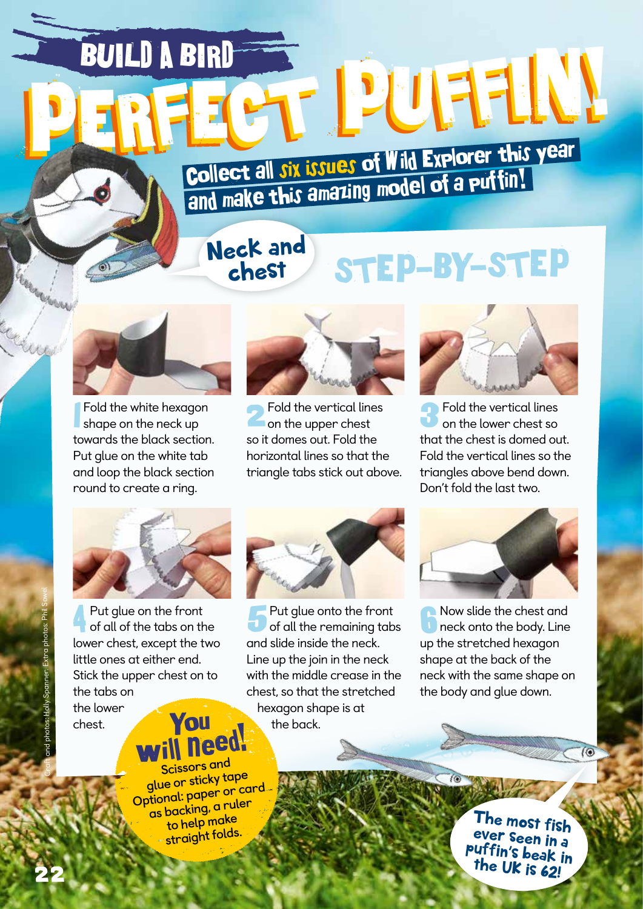# BUILD A BIRD

# PERFECT PUFFIN!

**Collect all six issues of Wild Explorer this year and make this amazing model of a puffin!**

## Neck and chest

## STEP-BY-STEP

**1** Fold the white hexagon shape on the neck up towards the black section. Put glue on the white tab and loop the black section round to create a ring.

**2** Fold the vertical lines on the upper chest so it domes out. Fold the horizontal lines so that the triangle tabs stick out above.

**3** Fold the vertical lines on the lower chest so that the chest is domed out. Fold the vertical lines so the triangles above bend down. Don't fold the last two.

**4** Put glue on the front of all of the tabs on the lower chest, except the two little ones at either end. Stick the upper chest on to the tabs on the lower chest.

**5** Put glue onto the front of all the remaining tabs and slide inside the neck. Line up the join in the neck with the middle crease in the chest, so that the stretched hexagon shape is at the back.

**6** Now slide the chest and neck onto the body. Line up the stretched hexagon shape at the back of the neck with the same shape on the body and glue down.

**You will need!**
Scissors and glue or sticky tape
Optional: paper or card as backing, a ruler to help make straight folds.

The most fish ever seen in a puffin's beak in the UK is 62!

Craft and photos: Holly Spanner. Extra photos: Phil Sowels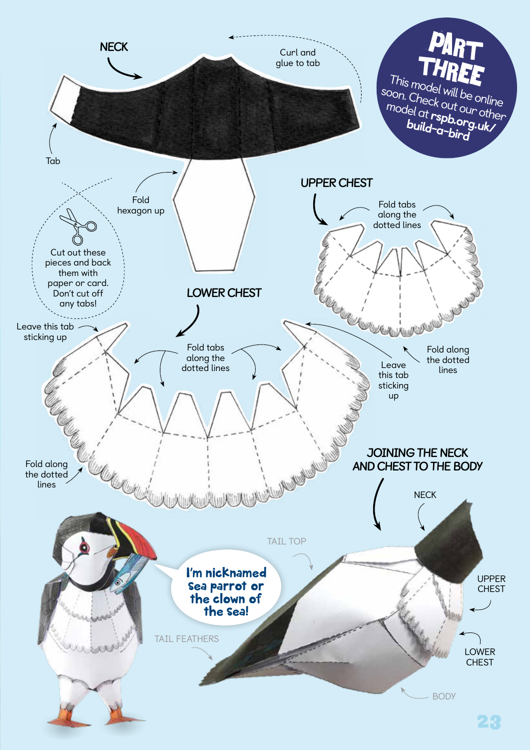## PART THREE

This model will be online soon. Check out our other model at **rspb.org.uk/build-a-bird**

### NECK

Curl and glue to tab

Tab

Fold hexagon up

Cut out these pieces and back them with paper or card. Don't cut off any tabs!

### UPPER CHEST

Fold tabs along the dotted lines

Fold along the dotted lines

Leave this tab sticking up

### LOWER CHEST

Leave this tab sticking up

Fold tabs along the dotted lines

Fold along the dotted lines

I'm nicknamed sea parrot or the clown of the sea!

### JOINING THE NECK AND CHEST TO THE BODY

NECK

TAIL TOP

UPPER CHEST

TAIL FEATHERS

LOWER CHEST

BODY